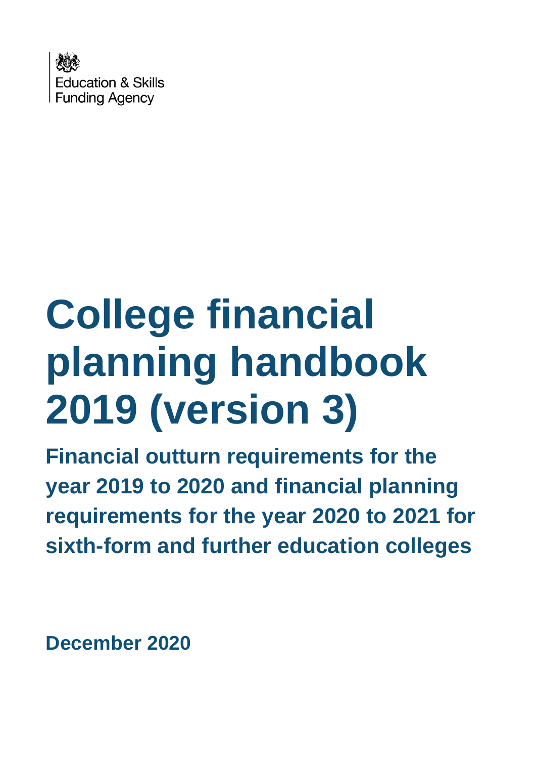Education & Skills
Funding Agency

# College financial planning handbook 2019 (version 3)

## Financial outturn requirements for the year 2019 to 2020 and financial planning requirements for the year 2020 to 2021 for sixth-form and further education colleges

**December 2020**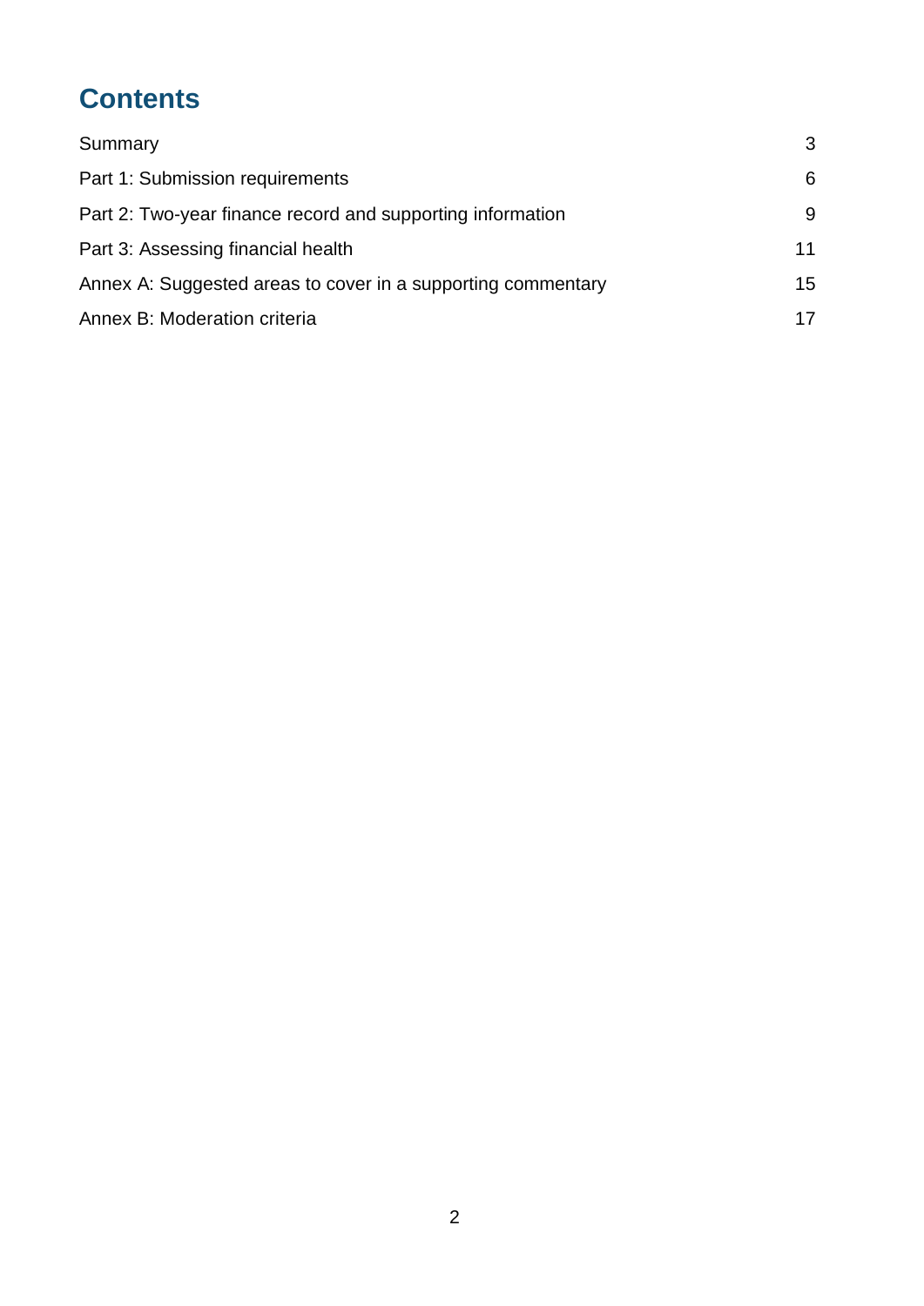# Contents

| | |
|---|---|
| Summary | 3 |
| Part 1: Submission requirements | 6 |
| Part 2: Two-year finance record and supporting information | 9 |
| Part 3: Assessing financial health | 11 |
| Annex A: Suggested areas to cover in a supporting commentary | 15 |
| Annex B: Moderation criteria | 17 |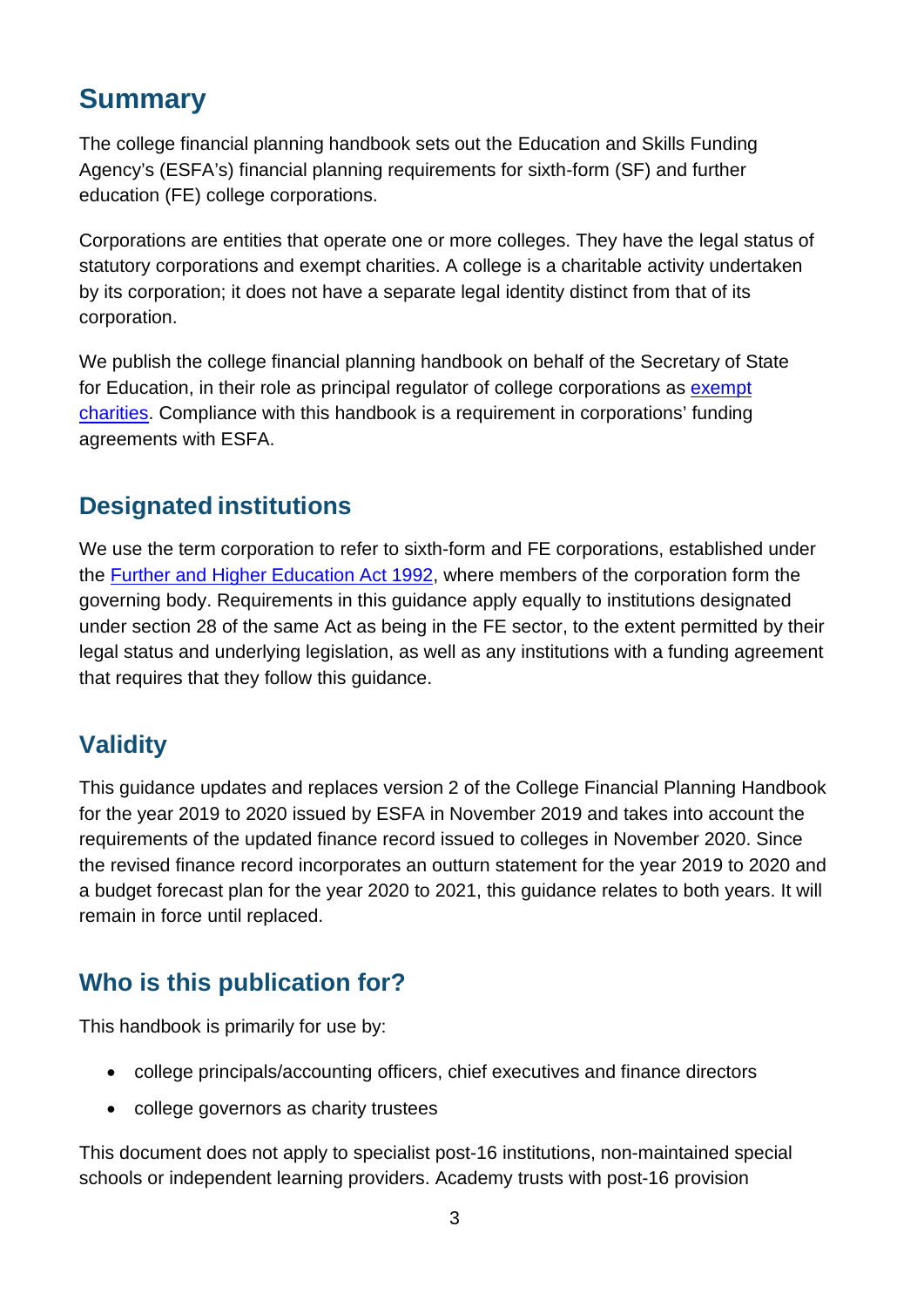## Summary

The college financial planning handbook sets out the Education and Skills Funding Agency's (ESFA's) financial planning requirements for sixth-form (SF) and further education (FE) college corporations.

Corporations are entities that operate one or more colleges. They have the legal status of statutory corporations and exempt charities. A college is a charitable activity undertaken by its corporation; it does not have a separate legal identity distinct from that of its corporation.

We publish the college financial planning handbook on behalf of the Secretary of State for Education, in their role as principal regulator of college corporations as [exempt charities](). Compliance with this handbook is a requirement in corporations' funding agreements with ESFA.

## Designated institutions

We use the term corporation to refer to sixth-form and FE corporations, established under the [Further and Higher Education Act 1992](), where members of the corporation form the governing body. Requirements in this guidance apply equally to institutions designated under section 28 of the same Act as being in the FE sector, to the extent permitted by their legal status and underlying legislation, as well as any institutions with a funding agreement that requires that they follow this guidance.

## Validity

This guidance updates and replaces version 2 of the College Financial Planning Handbook for the year 2019 to 2020 issued by ESFA in November 2019 and takes into account the requirements of the updated finance record issued to colleges in November 2020. Since the revised finance record incorporates an outturn statement for the year 2019 to 2020 and a budget forecast plan for the year 2020 to 2021, this guidance relates to both years. It will remain in force until replaced.

## Who is this publication for?

This handbook is primarily for use by:

- college principals/accounting officers, chief executives and finance directors
- college governors as charity trustees

This document does not apply to specialist post-16 institutions, non-maintained special schools or independent learning providers. Academy trusts with post-16 provision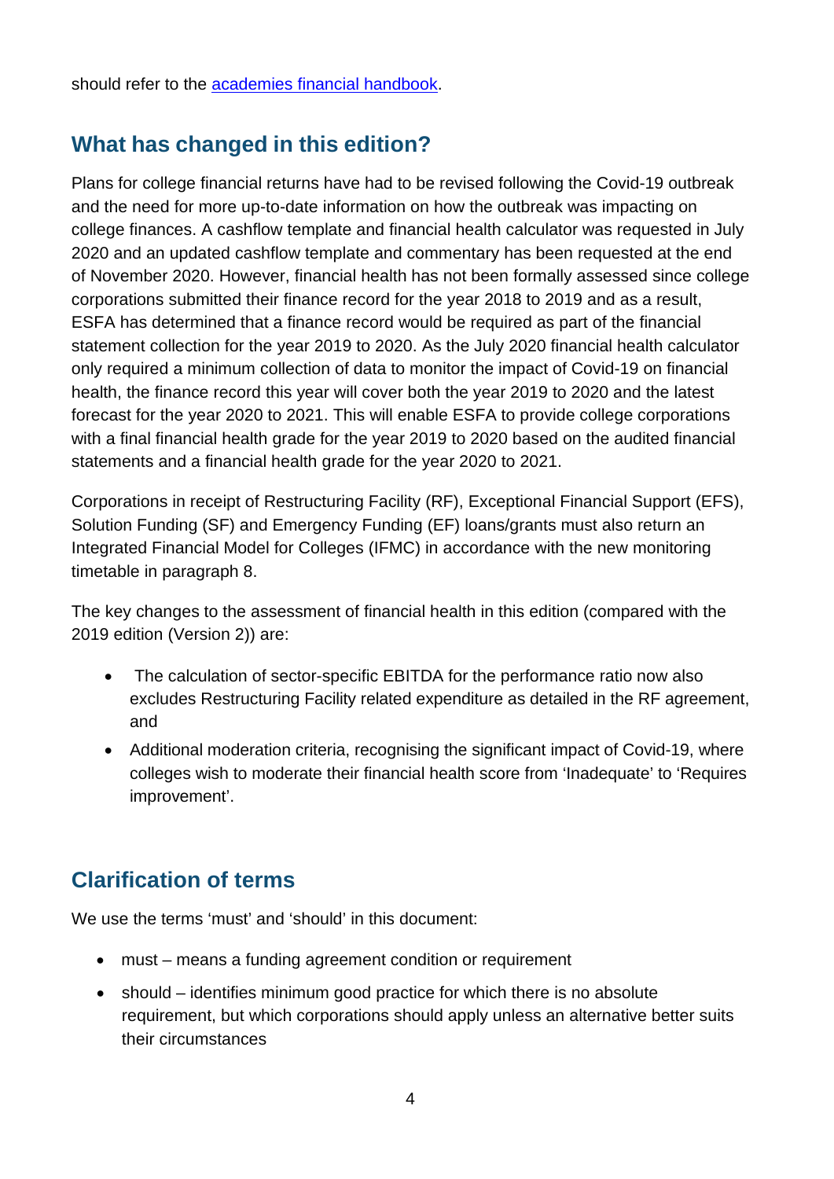should refer to the [academies financial handbook](academies financial handbook).

## What has changed in this edition?

Plans for college financial returns have had to be revised following the Covid-19 outbreak and the need for more up-to-date information on how the outbreak was impacting on college finances. A cashflow template and financial health calculator was requested in July 2020 and an updated cashflow template and commentary has been requested at the end of November 2020. However, financial health has not been formally assessed since college corporations submitted their finance record for the year 2018 to 2019 and as a result, ESFA has determined that a finance record would be required as part of the financial statement collection for the year 2019 to 2020. As the July 2020 financial health calculator only required a minimum collection of data to monitor the impact of Covid-19 on financial health, the finance record this year will cover both the year 2019 to 2020 and the latest forecast for the year 2020 to 2021. This will enable ESFA to provide college corporations with a final financial health grade for the year 2019 to 2020 based on the audited financial statements and a financial health grade for the year 2020 to 2021.

Corporations in receipt of Restructuring Facility (RF), Exceptional Financial Support (EFS), Solution Funding (SF) and Emergency Funding (EF) loans/grants must also return an Integrated Financial Model for Colleges (IFMC) in accordance with the new monitoring timetable in paragraph 8.

The key changes to the assessment of financial health in this edition (compared with the 2019 edition (Version 2)) are:

- The calculation of sector-specific EBITDA for the performance ratio now also excludes Restructuring Facility related expenditure as detailed in the RF agreement, and
- Additional moderation criteria, recognising the significant impact of Covid-19, where colleges wish to moderate their financial health score from 'Inadequate' to 'Requires improvement'.

## Clarification of terms

We use the terms 'must' and 'should' in this document:

- must – means a funding agreement condition or requirement
- should – identifies minimum good practice for which there is no absolute requirement, but which corporations should apply unless an alternative better suits their circumstances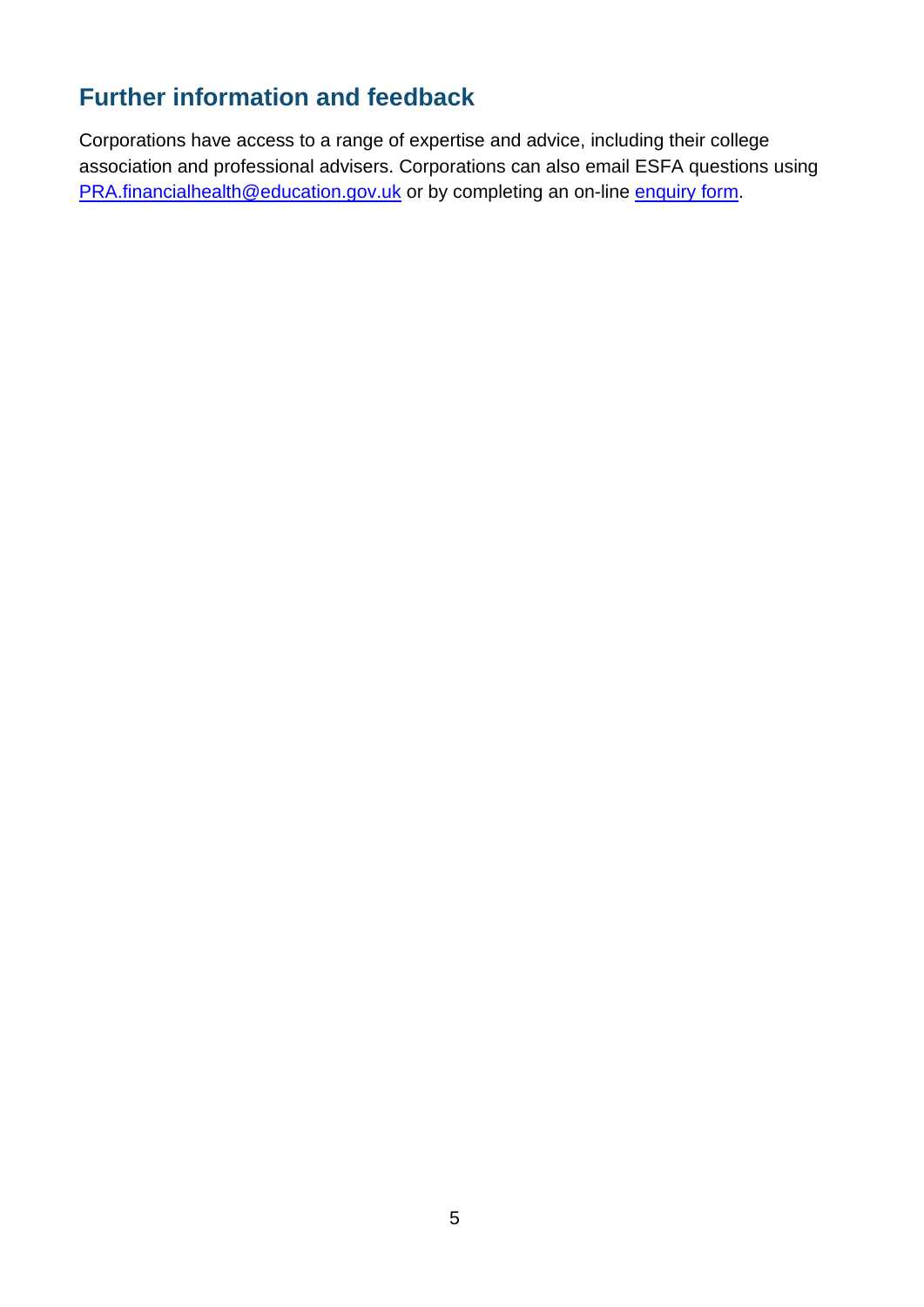## Further information and feedback

Corporations have access to a range of expertise and advice, including their college association and professional advisers. Corporations can also email ESFA questions using PRA.financialhealth@education.gov.uk or by completing an on-line enquiry form.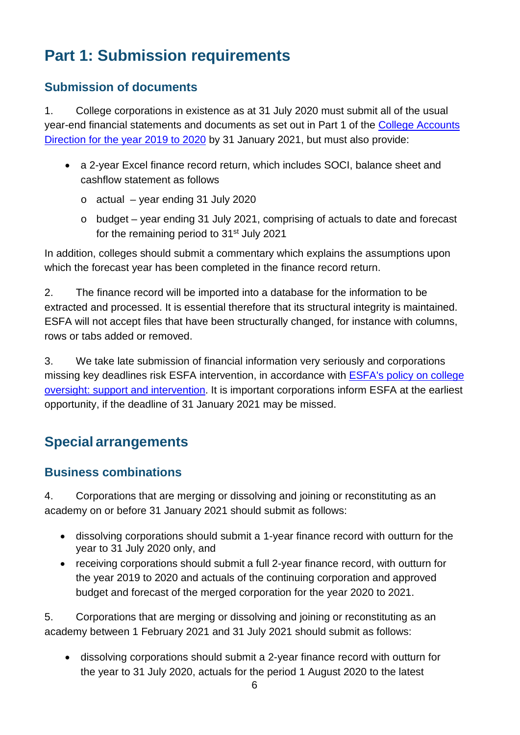# Part 1: Submission requirements

## Submission of documents

1. College corporations in existence as at 31 July 2020 must submit all of the usual year-end financial statements and documents as set out in Part 1 of the [College Accounts Direction for the year 2019 to 2020](#) by 31 January 2021, but must also provide:

- a 2-year Excel finance record return, which includes SOCI, balance sheet and cashflow statement as follows
  - actual – year ending 31 July 2020
  - budget – year ending 31 July 2021, comprising of actuals to date and forecast for the remaining period to 31st July 2021

In addition, colleges should submit a commentary which explains the assumptions upon which the forecast year has been completed in the finance record return.

2. The finance record will be imported into a database for the information to be extracted and processed. It is essential therefore that its structural integrity is maintained. ESFA will not accept files that have been structurally changed, for instance with columns, rows or tabs added or removed.

3. We take late submission of financial information very seriously and corporations missing key deadlines risk ESFA intervention, in accordance with [ESFA's policy on college oversight: support and intervention](#). It is important corporations inform ESFA at the earliest opportunity, if the deadline of 31 January 2021 may be missed.

## Special arrangements

### Business combinations

4. Corporations that are merging or dissolving and joining or reconstituting as an academy on or before 31 January 2021 should submit as follows:

- dissolving corporations should submit a 1-year finance record with outturn for the year to 31 July 2020 only, and
- receiving corporations should submit a full 2-year finance record, with outturn for the year 2019 to 2020 and actuals of the continuing corporation and approved budget and forecast of the merged corporation for the year 2020 to 2021.

5. Corporations that are merging or dissolving and joining or reconstituting as an academy between 1 February 2021 and 31 July 2021 should submit as follows:

- dissolving corporations should submit a 2-year finance record with outturn for the year to 31 July 2020, actuals for the period 1 August 2020 to the latest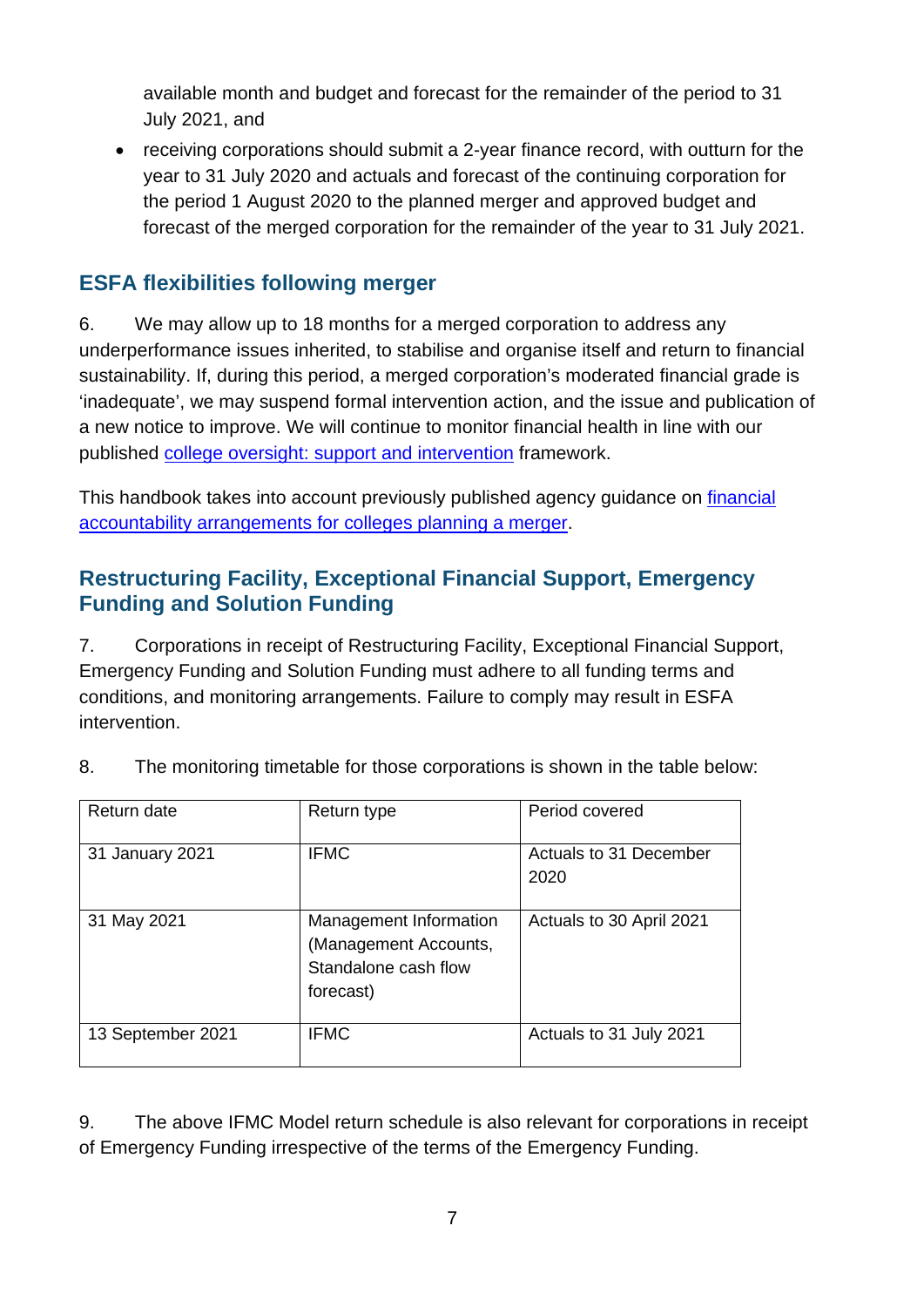available month and budget and forecast for the remainder of the period to 31 July 2021, and

- receiving corporations should submit a 2-year finance record, with outturn for the year to 31 July 2020 and actuals and forecast of the continuing corporation for the period 1 August 2020 to the planned merger and approved budget and forecast of the merged corporation for the remainder of the year to 31 July 2021.

## ESFA flexibilities following merger

6. We may allow up to 18 months for a merged corporation to address any underperformance issues inherited, to stabilise and organise itself and return to financial sustainability. If, during this period, a merged corporation's moderated financial grade is 'inadequate', we may suspend formal intervention action, and the issue and publication of a new notice to improve. We will continue to monitor financial health in line with our published college oversight: support and intervention framework.

This handbook takes into account previously published agency guidance on financial accountability arrangements for colleges planning a merger.

## Restructuring Facility, Exceptional Financial Support, Emergency Funding and Solution Funding

7. Corporations in receipt of Restructuring Facility, Exceptional Financial Support, Emergency Funding and Solution Funding must adhere to all funding terms and conditions, and monitoring arrangements. Failure to comply may result in ESFA intervention.

8. The monitoring timetable for those corporations is shown in the table below:

| Return date | Return type | Period covered |
|---|---|---|
| 31 January 2021 | IFMC | Actuals to 31 December 2020 |
| 31 May 2021 | Management Information (Management Accounts, Standalone cash flow forecast) | Actuals to 30 April 2021 |
| 13 September 2021 | IFMC | Actuals to 31 July 2021 |

9. The above IFMC Model return schedule is also relevant for corporations in receipt of Emergency Funding irrespective of the terms of the Emergency Funding.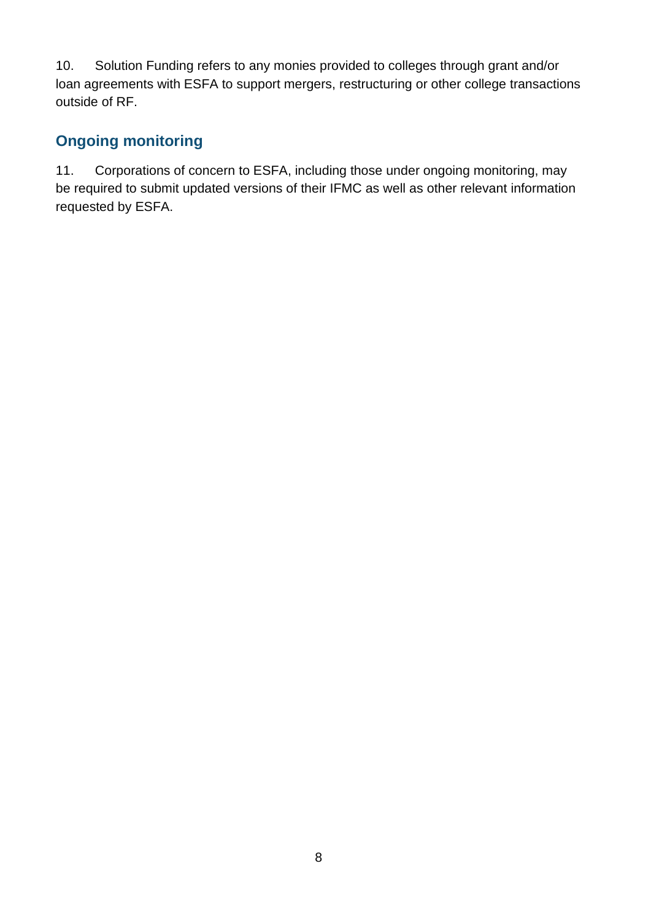10. Solution Funding refers to any monies provided to colleges through grant and/or loan agreements with ESFA to support mergers, restructuring or other college transactions outside of RF.

## Ongoing monitoring

11. Corporations of concern to ESFA, including those under ongoing monitoring, may be required to submit updated versions of their IFMC as well as other relevant information requested by ESFA.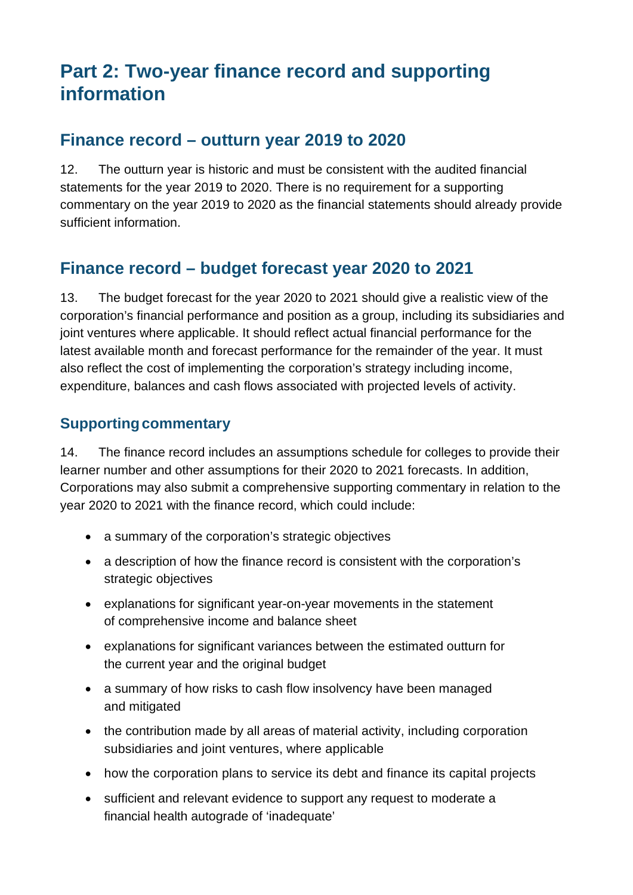# Part 2: Two-year finance record and supporting information

## Finance record – outturn year 2019 to 2020

12. The outturn year is historic and must be consistent with the audited financial statements for the year 2019 to 2020. There is no requirement for a supporting commentary on the year 2019 to 2020 as the financial statements should already provide sufficient information.

## Finance record – budget forecast year 2020 to 2021

13. The budget forecast for the year 2020 to 2021 should give a realistic view of the corporation's financial performance and position as a group, including its subsidiaries and joint ventures where applicable. It should reflect actual financial performance for the latest available month and forecast performance for the remainder of the year. It must also reflect the cost of implementing the corporation's strategy including income, expenditure, balances and cash flows associated with projected levels of activity.

### Supporting commentary

14. The finance record includes an assumptions schedule for colleges to provide their learner number and other assumptions for their 2020 to 2021 forecasts. In addition, Corporations may also submit a comprehensive supporting commentary in relation to the year 2020 to 2021 with the finance record, which could include:

- a summary of the corporation's strategic objectives
- a description of how the finance record is consistent with the corporation's strategic objectives
- explanations for significant year-on-year movements in the statement of comprehensive income and balance sheet
- explanations for significant variances between the estimated outturn for the current year and the original budget
- a summary of how risks to cash flow insolvency have been managed and mitigated
- the contribution made by all areas of material activity, including corporation subsidiaries and joint ventures, where applicable
- how the corporation plans to service its debt and finance its capital projects
- sufficient and relevant evidence to support any request to moderate a financial health autograde of 'inadequate'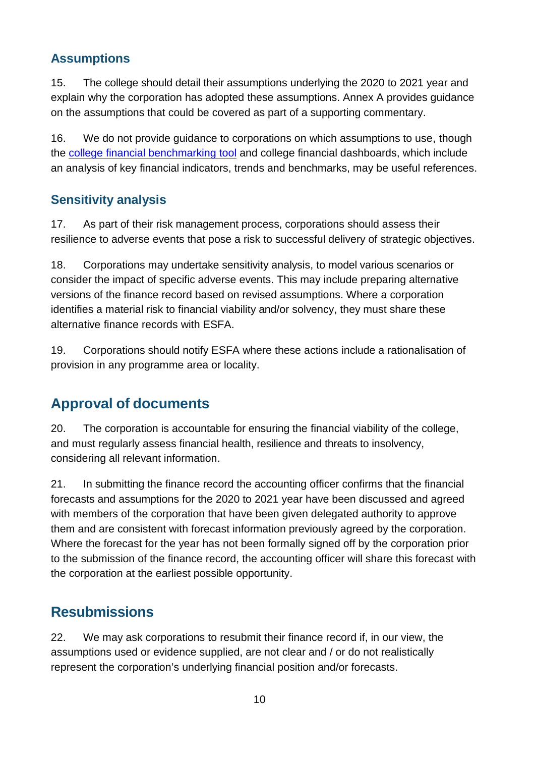### Assumptions

15. The college should detail their assumptions underlying the 2020 to 2021 year and explain why the corporation has adopted these assumptions. Annex A provides guidance on the assumptions that could be covered as part of a supporting commentary.

16. We do not provide guidance to corporations on which assumptions to use, though the college financial benchmarking tool and college financial dashboards, which include an analysis of key financial indicators, trends and benchmarks, may be useful references.

### Sensitivity analysis

17. As part of their risk management process, corporations should assess their resilience to adverse events that pose a risk to successful delivery of strategic objectives.

18. Corporations may undertake sensitivity analysis, to model various scenarios or consider the impact of specific adverse events. This may include preparing alternative versions of the finance record based on revised assumptions. Where a corporation identifies a material risk to financial viability and/or solvency, they must share these alternative finance records with ESFA.

19. Corporations should notify ESFA where these actions include a rationalisation of provision in any programme area or locality.

## Approval of documents

20. The corporation is accountable for ensuring the financial viability of the college, and must regularly assess financial health, resilience and threats to insolvency, considering all relevant information.

21. In submitting the finance record the accounting officer confirms that the financial forecasts and assumptions for the 2020 to 2021 year have been discussed and agreed with members of the corporation that have been given delegated authority to approve them and are consistent with forecast information previously agreed by the corporation. Where the forecast for the year has not been formally signed off by the corporation prior to the submission of the finance record, the accounting officer will share this forecast with the corporation at the earliest possible opportunity.

## Resubmissions

22. We may ask corporations to resubmit their finance record if, in our view, the assumptions used or evidence supplied, are not clear and / or do not realistically represent the corporation's underlying financial position and/or forecasts.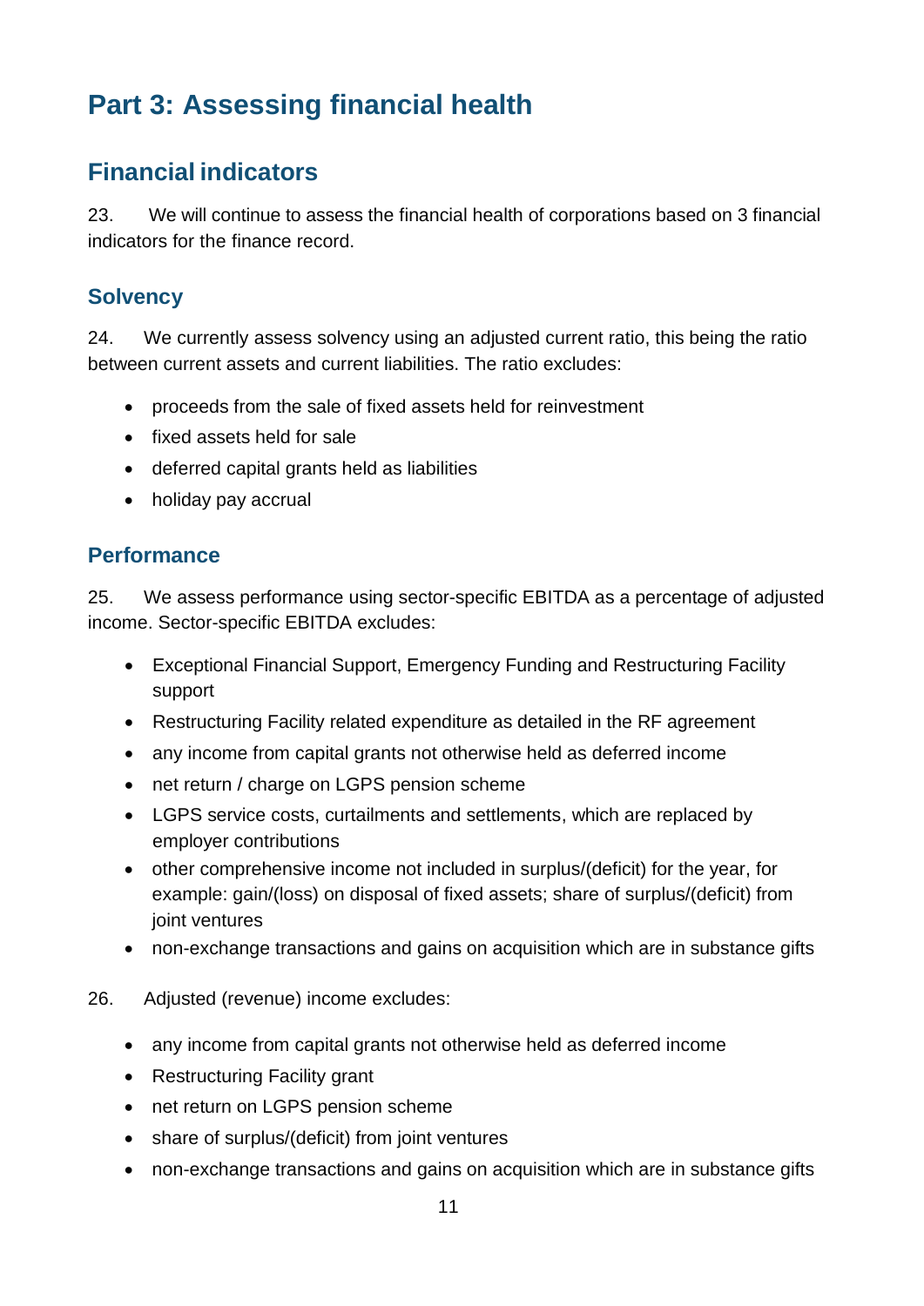# Part 3: Assessing financial health

## Financial indicators

23. We will continue to assess the financial health of corporations based on 3 financial indicators for the finance record.

### Solvency

24. We currently assess solvency using an adjusted current ratio, this being the ratio between current assets and current liabilities. The ratio excludes:

- proceeds from the sale of fixed assets held for reinvestment
- fixed assets held for sale
- deferred capital grants held as liabilities
- holiday pay accrual

### Performance

25. We assess performance using sector-specific EBITDA as a percentage of adjusted income. Sector-specific EBITDA excludes:

- Exceptional Financial Support, Emergency Funding and Restructuring Facility support
- Restructuring Facility related expenditure as detailed in the RF agreement
- any income from capital grants not otherwise held as deferred income
- net return / charge on LGPS pension scheme
- LGPS service costs, curtailments and settlements, which are replaced by employer contributions
- other comprehensive income not included in surplus/(deficit) for the year, for example: gain/(loss) on disposal of fixed assets; share of surplus/(deficit) from joint ventures
- non-exchange transactions and gains on acquisition which are in substance gifts

26. Adjusted (revenue) income excludes:

- any income from capital grants not otherwise held as deferred income
- Restructuring Facility grant
- net return on LGPS pension scheme
- share of surplus/(deficit) from joint ventures
- non-exchange transactions and gains on acquisition which are in substance gifts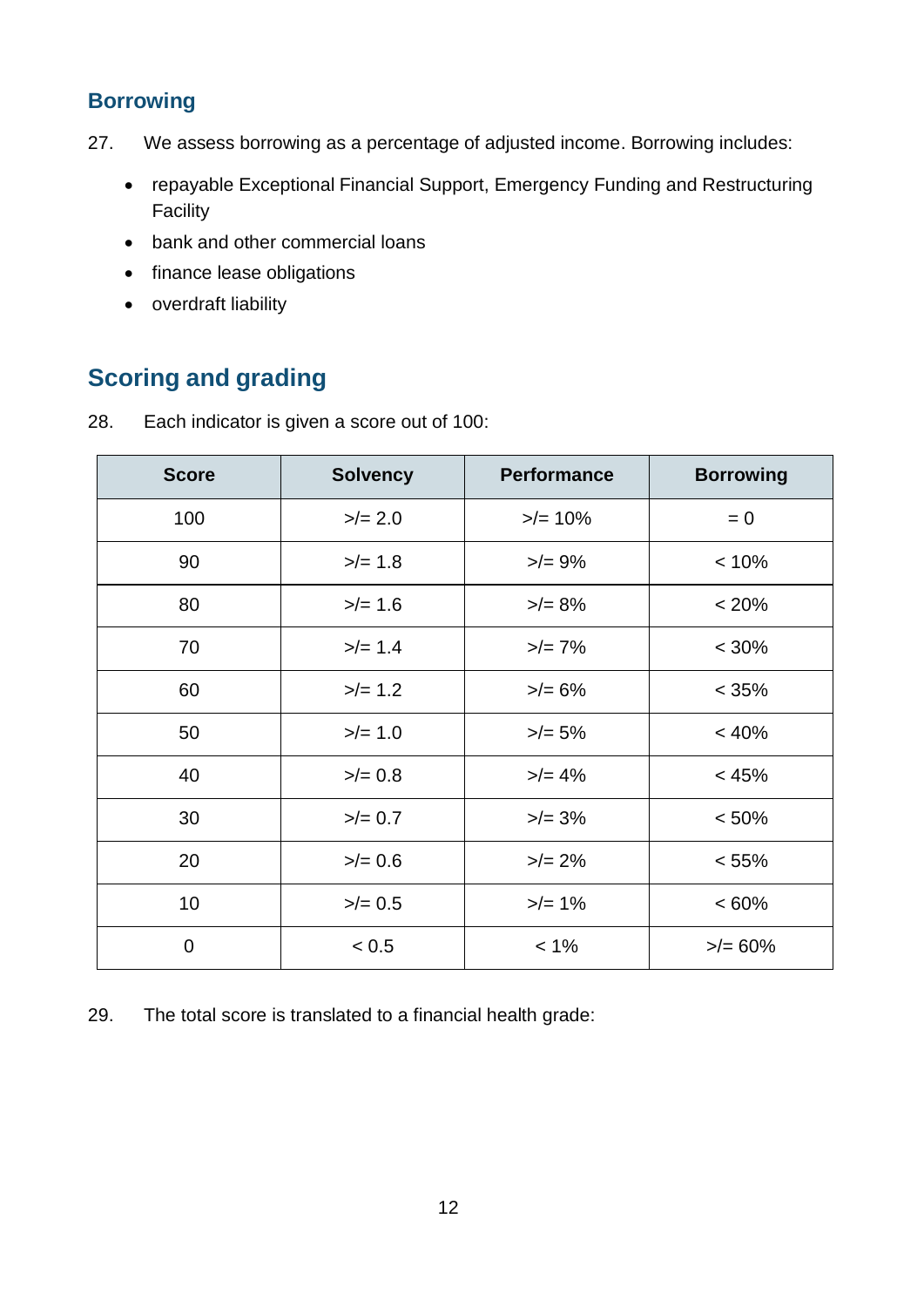## Borrowing

27. We assess borrowing as a percentage of adjusted income. Borrowing includes:

- repayable Exceptional Financial Support, Emergency Funding and Restructuring Facility
- bank and other commercial loans
- finance lease obligations
- overdraft liability

## Scoring and grading

28. Each indicator is given a score out of 100:

| Score | Solvency | Performance | Borrowing |
|---|---|---|---|
| 100 | >/= 2.0 | >/= 10% | = 0 |
| 90 | >/= 1.8 | >/= 9% | < 10% |
| 80 | >/= 1.6 | >/= 8% | < 20% |
| 70 | >/= 1.4 | >/= 7% | < 30% |
| 60 | >/= 1.2 | >/= 6% | < 35% |
| 50 | >/= 1.0 | >/= 5% | < 40% |
| 40 | >/= 0.8 | >/= 4% | < 45% |
| 30 | >/= 0.7 | >/= 3% | < 50% |
| 20 | >/= 0.6 | >/= 2% | < 55% |
| 10 | >/= 0.5 | >/= 1% | < 60% |
| 0 | < 0.5 | < 1% | >/= 60% |

29. The total score is translated to a financial health grade: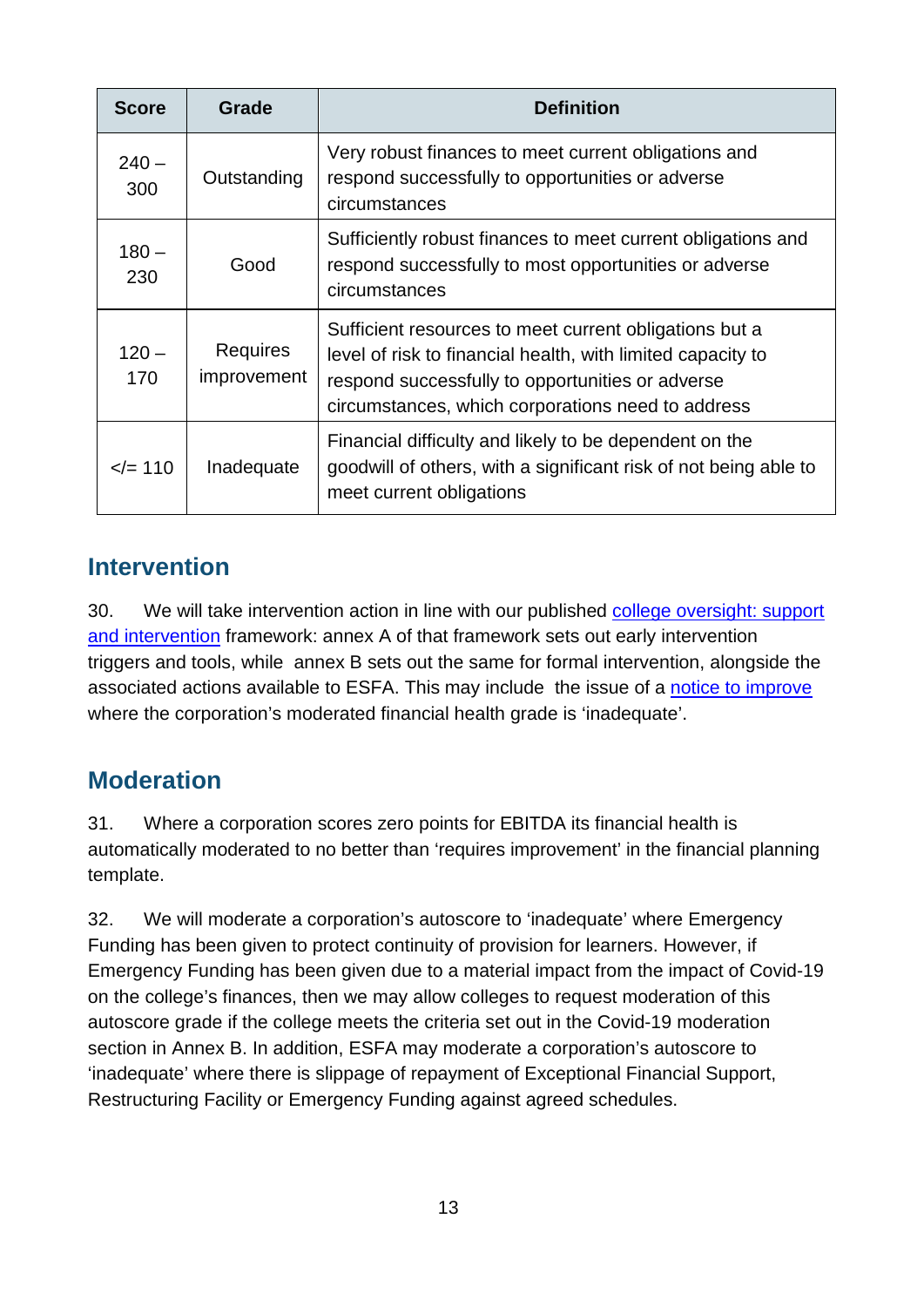| Score | Grade | Definition |
|---|---|---|
| 240 – 300 | Outstanding | Very robust finances to meet current obligations and respond successfully to opportunities or adverse circumstances |
| 180 – 230 | Good | Sufficiently robust finances to meet current obligations and respond successfully to most opportunities or adverse circumstances |
| 120 – 170 | Requires improvement | Sufficient resources to meet current obligations but a level of risk to financial health, with limited capacity to respond successfully to opportunities or adverse circumstances, which corporations need to address |
| </= 110 | Inadequate | Financial difficulty and likely to be dependent on the goodwill of others, with a significant risk of not being able to meet current obligations |

## Intervention

30. We will take intervention action in line with our published college oversight: support and intervention framework: annex A of that framework sets out early intervention triggers and tools, while annex B sets out the same for formal intervention, alongside the associated actions available to ESFA. This may include the issue of a notice to improve where the corporation's moderated financial health grade is 'inadequate'.

## Moderation

31. Where a corporation scores zero points for EBITDA its financial health is automatically moderated to no better than 'requires improvement' in the financial planning template.

32. We will moderate a corporation's autoscore to 'inadequate' where Emergency Funding has been given to protect continuity of provision for learners. However, if Emergency Funding has been given due to a material impact from the impact of Covid-19 on the college's finances, then we may allow colleges to request moderation of this autoscore grade if the college meets the criteria set out in the Covid-19 moderation section in Annex B. In addition, ESFA may moderate a corporation's autoscore to 'inadequate' where there is slippage of repayment of Exceptional Financial Support, Restructuring Facility or Emergency Funding against agreed schedules.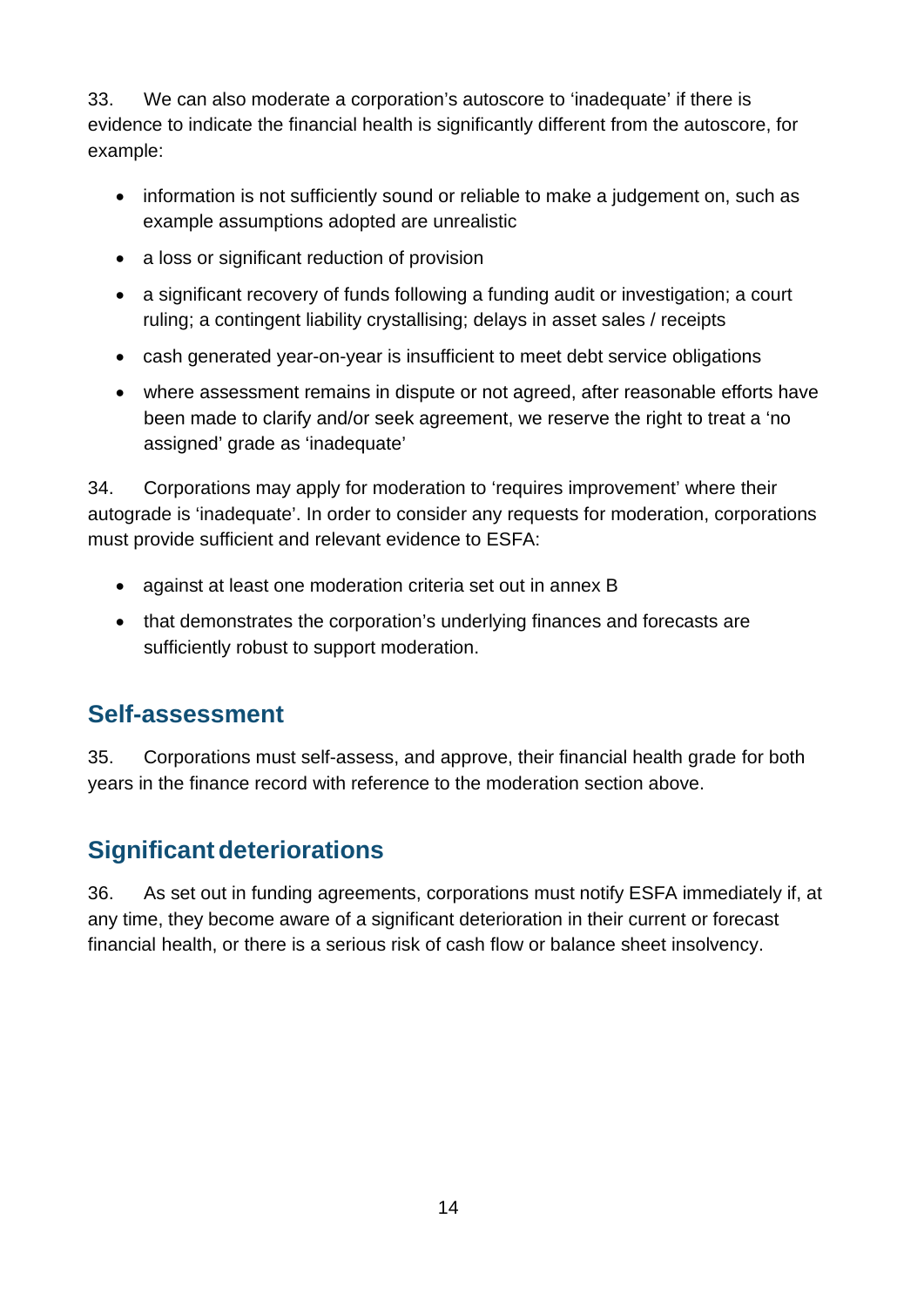33. We can also moderate a corporation's autoscore to 'inadequate' if there is evidence to indicate the financial health is significantly different from the autoscore, for example:

- information is not sufficiently sound or reliable to make a judgement on, such as example assumptions adopted are unrealistic
- a loss or significant reduction of provision
- a significant recovery of funds following a funding audit or investigation; a court ruling; a contingent liability crystallising; delays in asset sales / receipts
- cash generated year-on-year is insufficient to meet debt service obligations
- where assessment remains in dispute or not agreed, after reasonable efforts have been made to clarify and/or seek agreement, we reserve the right to treat a 'no assigned' grade as 'inadequate'

34. Corporations may apply for moderation to 'requires improvement' where their autograde is 'inadequate'. In order to consider any requests for moderation, corporations must provide sufficient and relevant evidence to ESFA:

- against at least one moderation criteria set out in annex B
- that demonstrates the corporation's underlying finances and forecasts are sufficiently robust to support moderation.

## Self-assessment

35. Corporations must self-assess, and approve, their financial health grade for both years in the finance record with reference to the moderation section above.

## Significant deteriorations

36. As set out in funding agreements, corporations must notify ESFA immediately if, at any time, they become aware of a significant deterioration in their current or forecast financial health, or there is a serious risk of cash flow or balance sheet insolvency.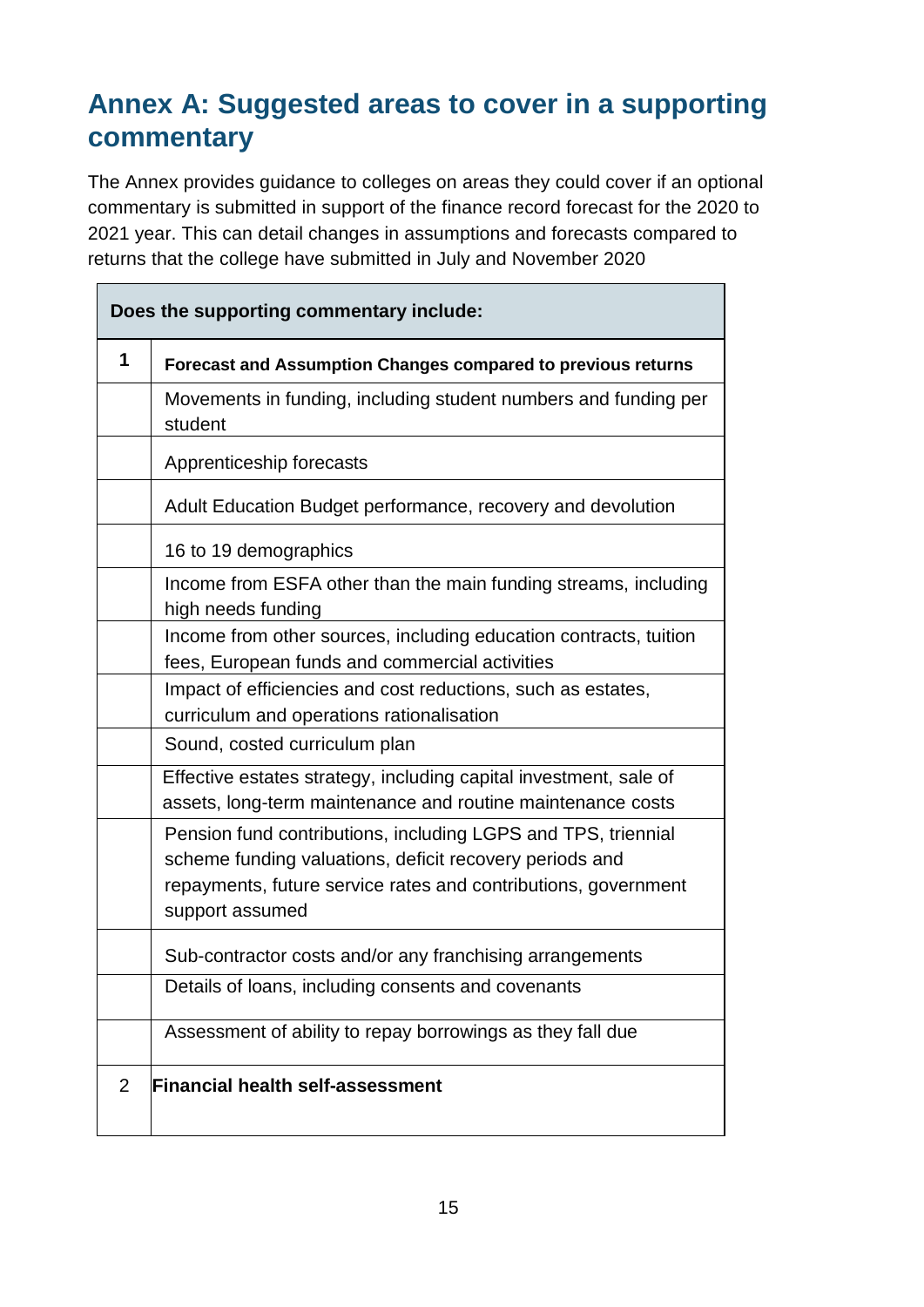## Annex A: Suggested areas to cover in a supporting commentary

The Annex provides guidance to colleges on areas they could cover if an optional commentary is submitted in support of the finance record forecast for the 2020 to 2021 year. This can detail changes in assumptions and forecasts compared to returns that the college have submitted in July and November 2020

| Does the supporting commentary include: | |
|---|---|
| **1** | **Forecast and Assumption Changes compared to previous returns** |
| | Movements in funding, including student numbers and funding per student |
| | Apprenticeship forecasts |
| | Adult Education Budget performance, recovery and devolution |
| | 16 to 19 demographics |
| | Income from ESFA other than the main funding streams, including high needs funding |
| | Income from other sources, including education contracts, tuition fees, European funds and commercial activities |
| | Impact of efficiencies and cost reductions, such as estates, curriculum and operations rationalisation |
| | Sound, costed curriculum plan |
| | Effective estates strategy, including capital investment, sale of assets, long-term maintenance and routine maintenance costs |
| | Pension fund contributions, including LGPS and TPS, triennial scheme funding valuations, deficit recovery periods and repayments, future service rates and contributions, government support assumed |
| | Sub-contractor costs and/or any franchising arrangements |
| | Details of loans, including consents and covenants |
| | Assessment of ability to repay borrowings as they fall due |
| 2 | **Financial health self-assessment** |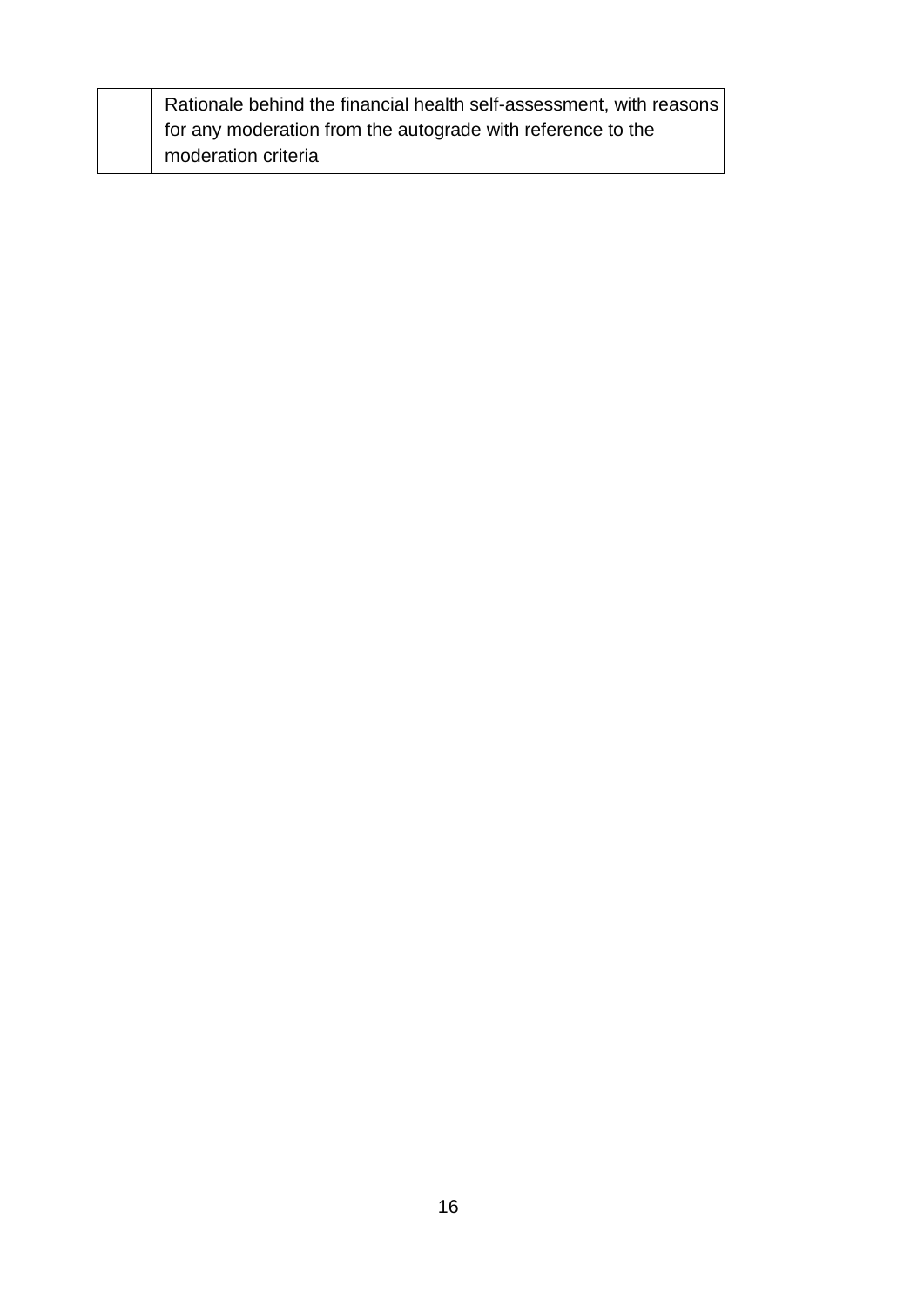| | |
|---|---|
| | Rationale behind the financial health self-assessment, with reasons for any moderation from the autograde with reference to the moderation criteria |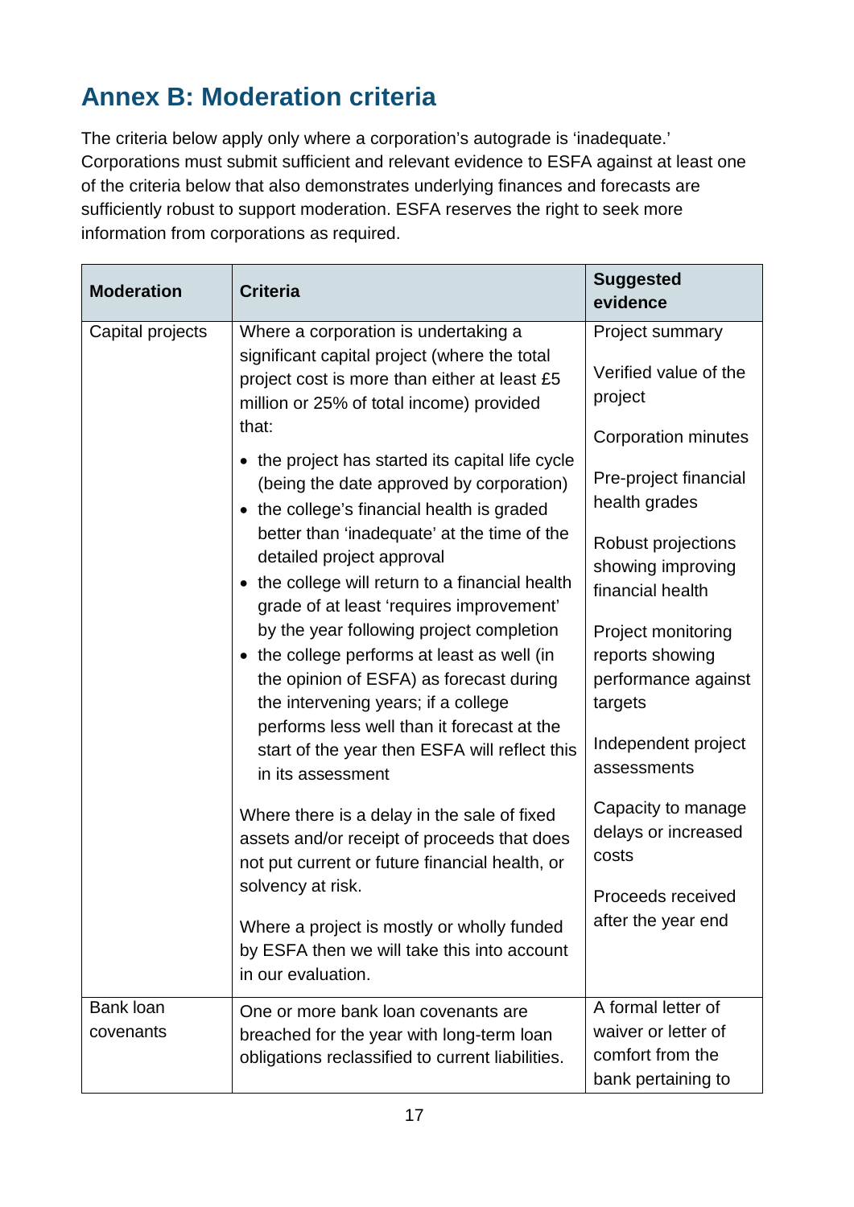## Annex B: Moderation criteria

The criteria below apply only where a corporation's autograde is 'inadequate.' Corporations must submit sufficient and relevant evidence to ESFA against at least one of the criteria below that also demonstrates underlying finances and forecasts are sufficiently robust to support moderation. ESFA reserves the right to seek more information from corporations as required.

| Moderation | Criteria | Suggested evidence |
|---|---|---|
| Capital projects | Where a corporation is undertaking a significant capital project (where the total project cost is more than either at least £5 million or 25% of total income) provided that:<br>• the project has started its capital life cycle (being the date approved by corporation)<br>• the college's financial health is graded better than 'inadequate' at the time of the detailed project approval<br>• the college will return to a financial health grade of at least 'requires improvement' by the year following project completion<br>• the college performs at least as well (in the opinion of ESFA) as forecast during the intervening years; if a college performs less well than it forecast at the start of the year then ESFA will reflect this in its assessment<br><br>Where there is a delay in the sale of fixed assets and/or receipt of proceeds that does not put current or future financial health, or solvency at risk.<br><br>Where a project is mostly or wholly funded by ESFA then we will take this into account in our evaluation. | Project summary<br><br>Verified value of the project<br><br>Corporation minutes<br><br>Pre-project financial health grades<br><br>Robust projections showing improving financial health<br><br>Project monitoring reports showing performance against targets<br><br>Independent project assessments<br><br>Capacity to manage delays or increased costs<br><br>Proceeds received after the year end |
| Bank loan covenants | One or more bank loan covenants are breached for the year with long-term loan obligations reclassified to current liabilities. | A formal letter of waiver or letter of comfort from the bank pertaining to |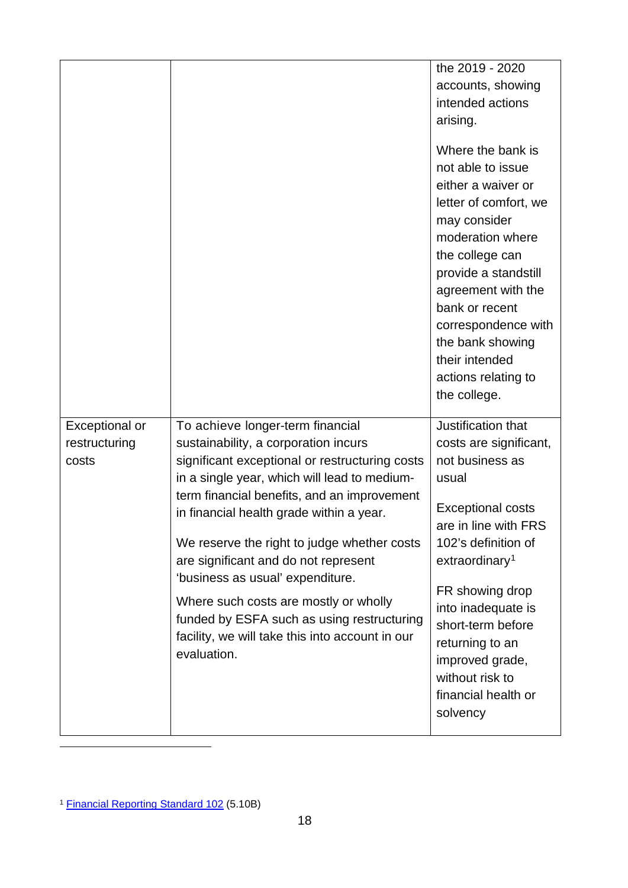| | | |
|---|---|---|
| | | the 2019 - 2020 accounts, showing intended actions arising.<br><br>Where the bank is not able to issue either a waiver or letter of comfort, we may consider moderation where the college can provide a standstill agreement with the bank or recent correspondence with the bank showing their intended actions relating to the college. |
| Exceptional or restructuring costs | To achieve longer-term financial sustainability, a corporation incurs significant exceptional or restructuring costs in a single year, which will lead to medium-term financial benefits, and an improvement in financial health grade within a year.<br><br>We reserve the right to judge whether costs are significant and do not represent 'business as usual' expenditure.<br><br>Where such costs are mostly or wholly funded by ESFA such as using restructuring facility, we will take this into account in our evaluation. | Justification that costs are significant, not business as usual<br><br>Exceptional costs are in line with FRS 102's definition of extraordinary[1]<br><br>FR showing drop into inadequate is short-term before returning to an improved grade, without risk to financial health or solvency |

[1] Financial Reporting Standard 102 (5.10B)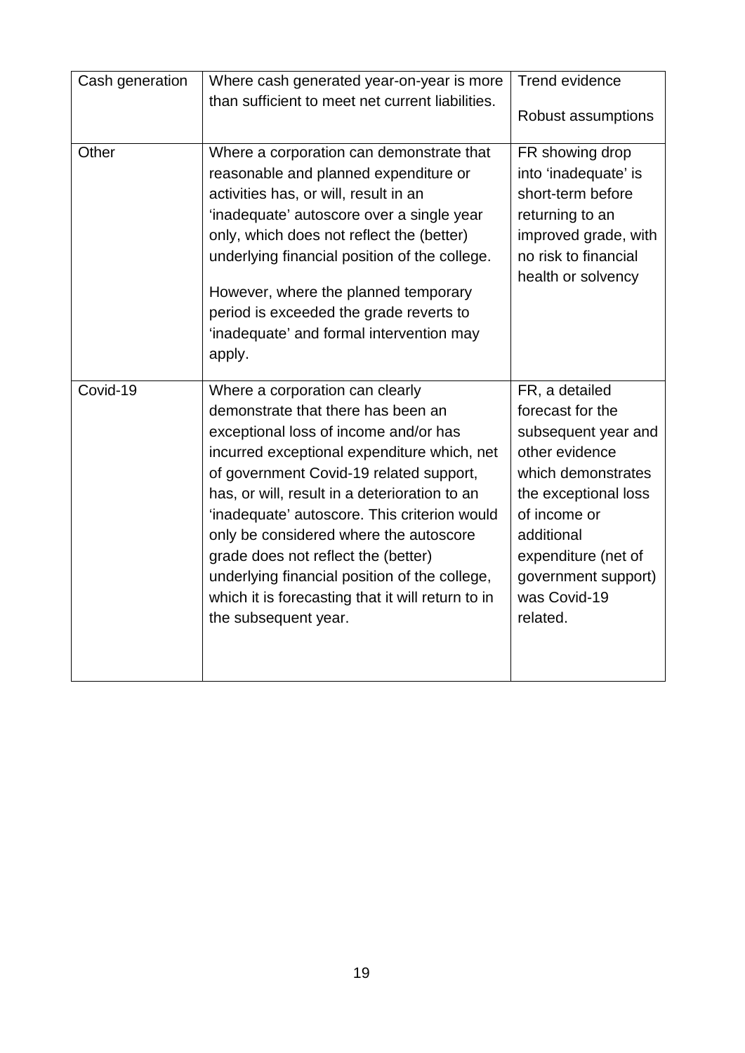| | | |
|---|---|---|
| Cash generation | Where cash generated year-on-year is more than sufficient to meet net current liabilities. | Trend evidence<br><br>Robust assumptions |
| Other | Where a corporation can demonstrate that reasonable and planned expenditure or activities has, or will, result in an 'inadequate' autoscore over a single year only, which does not reflect the (better) underlying financial position of the college.<br><br>However, where the planned temporary period is exceeded the grade reverts to 'inadequate' and formal intervention may apply. | FR showing drop into 'inadequate' is short-term before returning to an improved grade, with no risk to financial health or solvency |
| Covid-19 | Where a corporation can clearly demonstrate that there has been an exceptional loss of income and/or has incurred exceptional expenditure which, net of government Covid-19 related support, has, or will, result in a deterioration to an 'inadequate' autoscore. This criterion would only be considered where the autoscore grade does not reflect the (better) underlying financial position of the college, which it is forecasting that it will return to in the subsequent year. | FR, a detailed forecast for the subsequent year and other evidence which demonstrates the exceptional loss of income or additional expenditure (net of government support) was Covid-19 related. |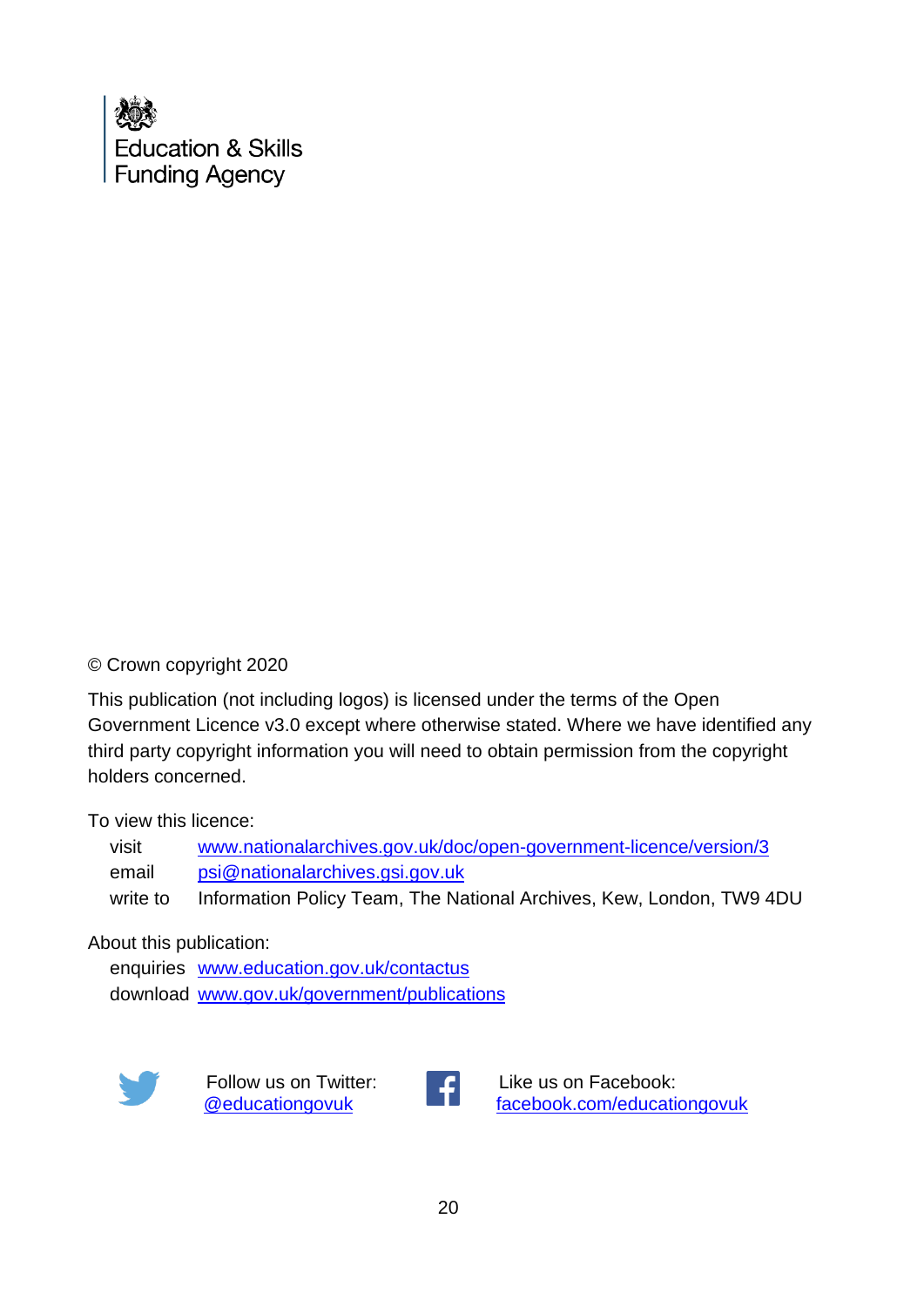Education & Skills
Funding Agency

© Crown copyright 2020

This publication (not including logos) is licensed under the terms of the Open Government Licence v3.0 except where otherwise stated. Where we have identified any third party copyright information you will need to obtain permission from the copyright holders concerned.

To view this licence:

| | |
|---|---|
| visit | www.nationalarchives.gov.uk/doc/open-government-licence/version/3 |
| email | psi@nationalarchives.gsi.gov.uk |
| write to | Information Policy Team, The National Archives, Kew, London, TW9 4DU |

About this publication:

| | |
|---|---|
| enquiries | www.education.gov.uk/contactus |
| download | www.gov.uk/government/publications |

Follow us on Twitter:
@educationgovuk

Like us on Facebook:
facebook.com/educationgovuk